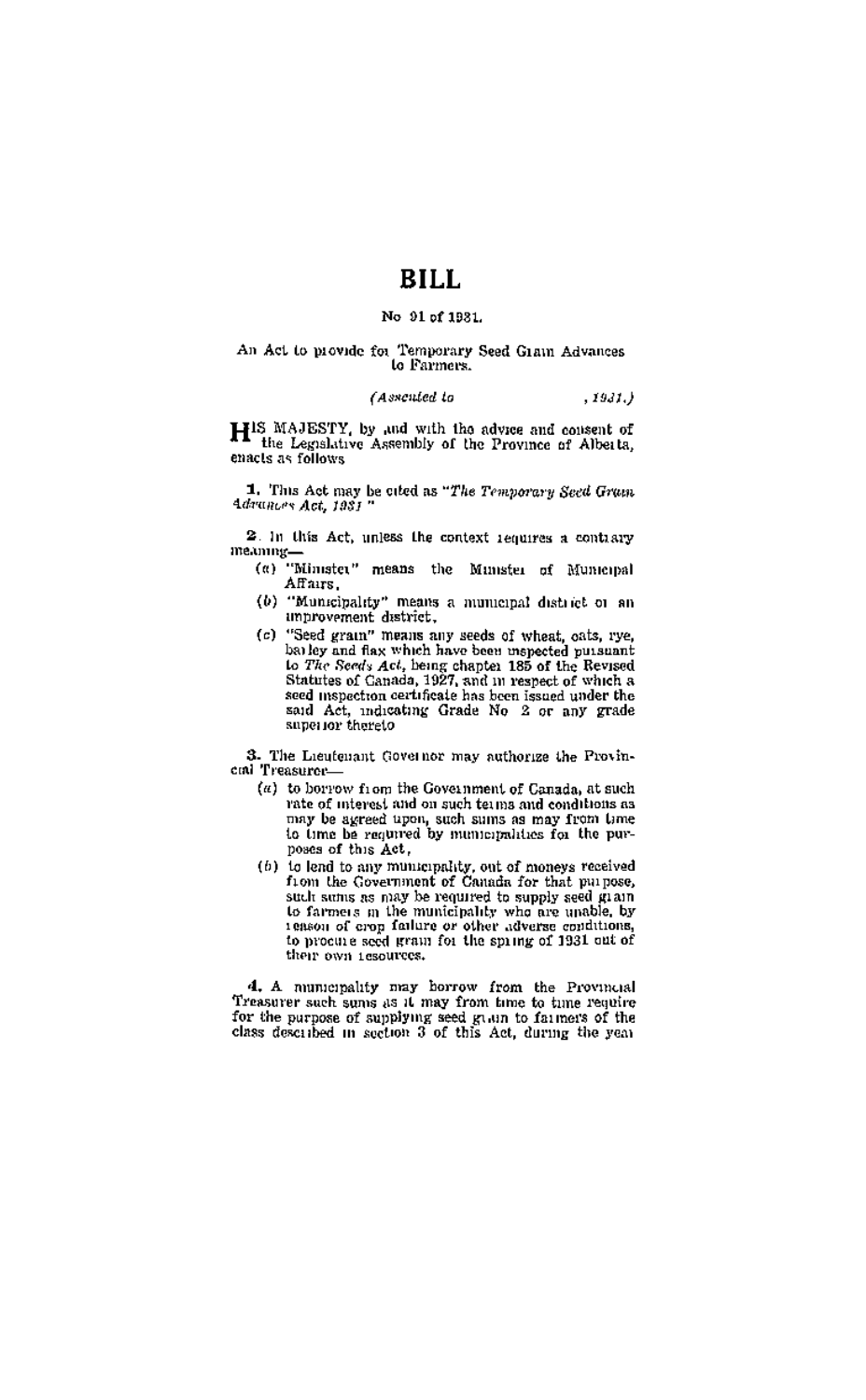# BILL

No 91 of 1931.

An Act to provide for Temporary Seed Grain Advances to Farmers.

*(Assented to , 1931.)*

HIS MAJESTY, by and with the advice and consent of the Legislative Assembly of the Province of Alberta, enacts as follows

**1.** This Act may be cited as "*The Temporary Seed Grain Advances Act, 1931*"

**2.** In this Act, unless the context requires a contrary meaning—

(a) "Minister" means the Minister of Municipal Affairs,

(b) "Municipality" means a municipal district or an improvement district,

(c) "Seed grain" means any seeds of wheat, oats, rye, barley and flax which have been inspected pursuant to *The Seeds Act*, being chapter 185 of the Revised Statutes of Canada, 1927, and in respect of which a seed inspection certificate has been issued under the said Act, indicating Grade No 2 or any grade superior thereto

**3.** The Lieutenant Governor may authorize the Provincial Treasurer—

(a) to borrow from the Government of Canada, at such rate of interest and on such terms and conditions as may be agreed upon, such sums as may from time to time be required by municipalities for the purposes of this Act,

(b) to lend to any municipality, out of moneys received from the Government of Canada for that purpose, such sums as may be required to supply seed grain to farmers in the municipality who are unable, by reason of crop failure or other adverse conditions, to procure seed grain for the spring of 1931 out of their own resources.

**4.** A municipality may borrow from the Provincial Treasurer such sums as it may from time to time require for the purpose of supplying seed grain to farmers of the class described in section 3 of this Act, during the year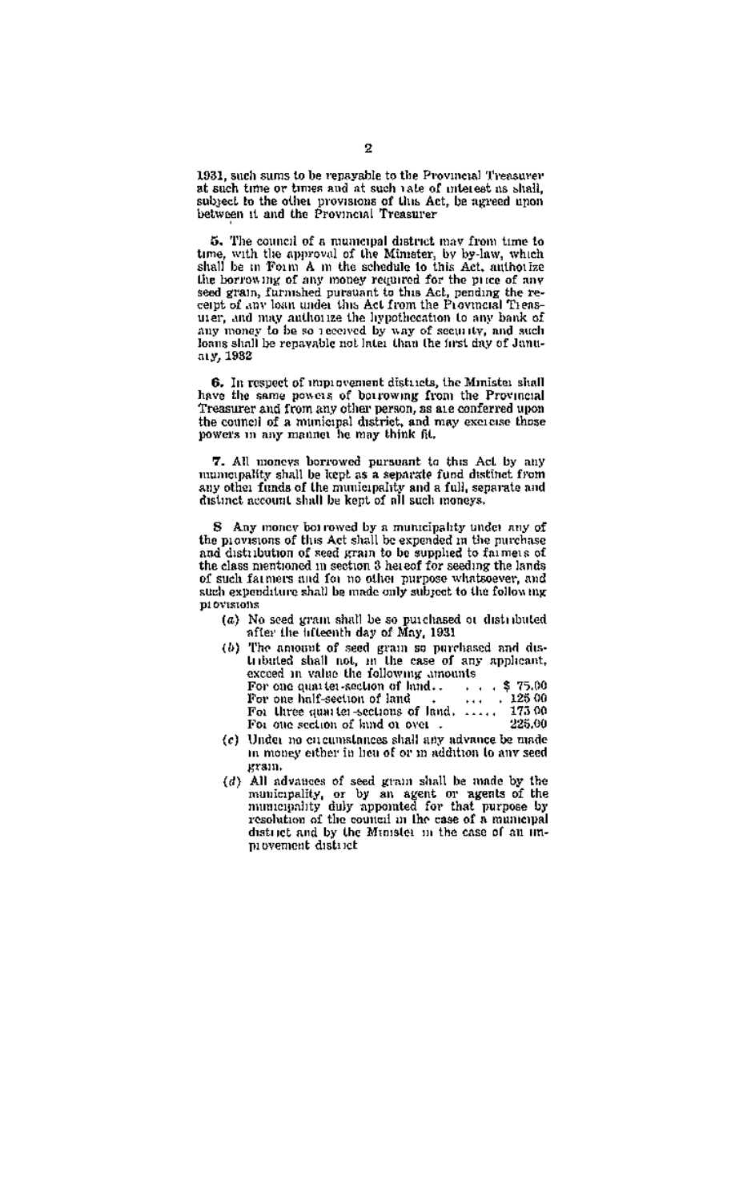1931, such sums to be repayable to the Provincial Treasurer at such time or times and at such rate of interest as shall, subject to the other provisions of this Act, be agreed upon between it and the Provincial Treasurer

**5.** The council of a municipal district may from time to time, with the approval of the Minister, by by-law, which shall be in Form A in the schedule to this Act, authorize the borrowing of any money required for the price of any seed grain, furnished pursuant to this Act, pending the receipt of any loan under this Act from the Provincial Treasurer, and may authorize the hypothecation to any bank of any money to be so received by way of security, and such loans shall be repayable not later than the first day of January, 1932

**6.** In respect of improvement districts, the Minister shall have the same powers of borrowing from the Provincial Treasurer and from any other person, as are conferred upon the council of a municipal district, and may exercise those powers in any manner he may think fit.

**7.** All moneys borrowed pursuant to this Act by any municipality shall be kept as a separate fund distinct from any other funds of the municipality and a full, separate and distinct account shall be kept of all such moneys.

**8** Any money borrowed by a municipality under any of the provisions of this Act shall be expended in the purchase and distribution of seed grain to be supplied to farmers of the class mentioned in section 3 hereof for seeding the lands of such farmers and for no other purpose whatsoever, and such expenditure shall be made only subject to the following provisions

(a) No seed grain shall be so purchased or distributed after the fifteenth day of May, 1931

(b) The amount of seed grain so purchased and distributed shall not, in the case of any applicant, exceed in value the following amounts

| | |
|---|---|
| For one quarter-section of land | $ 75.00 |
| For one half-section of land | 125 00 |
| For three quarter-sections of land | 175 00 |
| For one section of land or over | 225.00 |

(c) Under no circumstances shall any advance be made in money either in lieu of or in addition to any seed grain.

(d) All advances of seed grain shall be made by the municipality, or by an agent or agents of the municipality duly appointed for that purpose by resolution of the council in the case of a municipal district and by the Minister in the case of an improvement district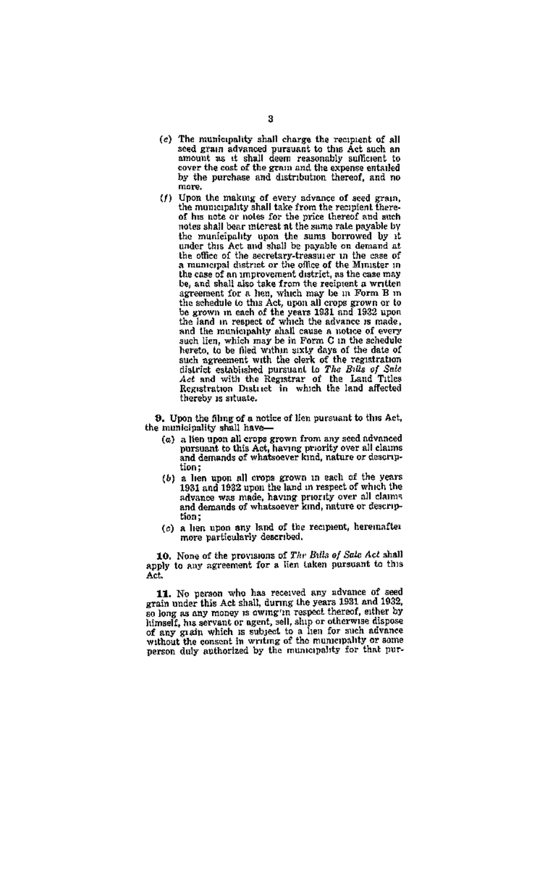(e) The municipality shall charge the recipient of all seed grain advanced pursuant to this Act such an amount as it shall deem reasonably sufficient to cover the cost of the grain and the expense entailed by the purchase and distribution thereof, and no more.

(f) Upon the making of every advance of seed grain, the municipality shall take from the recipient thereof his note or notes for the price thereof and such notes shall bear interest at the same rate payable by the municipality upon the sums borrowed by it under this Act and shall be payable on demand at the office of the secretary-treasurer in the case of a municipal district or the office of the Minister in the case of an improvement district, as the case may be, and shall also take from the recipient a written agreement for a lien, which may be in Form B in the schedule to this Act, upon all crops grown or to be grown in each of the years 1931 and 1932 upon the land in respect of which the advance is made, and the municipality shall cause a notice of every such lien, which may be in Form C in the schedule hereto, to be filed within sixty days of the date of such agreement with the clerk of the registration district established pursuant to *The Bills of Sale Act* and with the Registrar of the Land Titles Registration District in which the land affected thereby is situate.

**9.** Upon the filing of a notice of lien pursuant to this Act, the municipality shall have—

(a) a lien upon all crops grown from any seed advanced pursuant to this Act, having priority over all claims and demands of whatsoever kind, nature or description;

(b) a lien upon all crops grown in each of the years 1931 and 1932 upon the land in respect of which the advance was made, having priority over all claims and demands of whatsoever kind, nature or description;

(c) a lien upon any land of the recipient, hereinafter more particularly described.

**10.** None of the provisions of *The Bills of Sale Act* shall apply to any agreement for a lien taken pursuant to this Act.

**11.** No person who has received any advance of seed grain under this Act shall, during the years 1931 and 1932, so long as any money is owing in respect thereof, either by himself, his servant or agent, sell, ship or otherwise dispose of any grain which is subject to a lien for such advance without the consent in writing of the municipality or some person duly authorized by the municipality for that pur-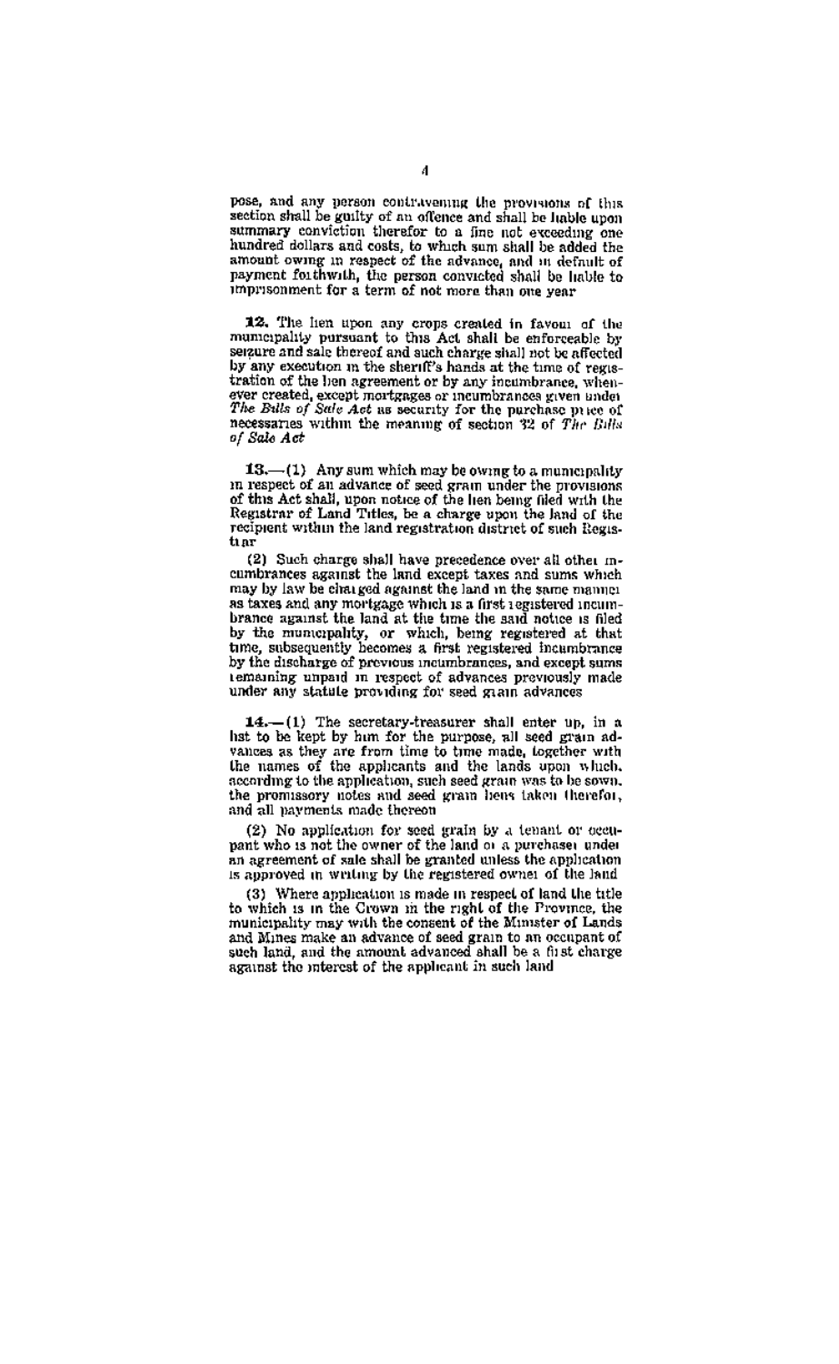pose, and any person contravening the provisions of this section shall be guilty of an offence and shall be liable upon summary conviction therefor to a fine not exceeding one hundred dollars and costs, to which sum shall be added the amount owing in respect of the advance, and in default of payment forthwith, the person convicted shall be liable to imprisonment for a term of not more than one year

**12.** The lien upon any crops created in favour of the municipality pursuant to this Act shall be enforceable by seizure and sale thereof and such charge shall not be affected by any execution in the sheriff's hands at the time of registration of the lien agreement or by any incumbrance, whenever created, except mortgages or incumbrances given under *The Bills of Sale Act* as security for the purchase price of necessaries within the meaning of section 32 of *The Bills of Sale Act*

**13.**—(1) Any sum which may be owing to a municipality in respect of an advance of seed grain under the provisions of this Act shall, upon notice of the lien being filed with the Registrar of Land Titles, be a charge upon the land of the recipient within the land registration district of such Registrar

(2) Such charge shall have precedence over all other incumbrances against the land except taxes and sums which may by law be charged against the land in the same manner as taxes and any mortgage which is a first registered incumbrance against the land at the time the said notice is filed by the municipality, or which, being registered at that time, subsequently becomes a first registered incumbrance by the discharge of previous incumbrances, and except sums remaining unpaid in respect of advances previously made under any statute providing for seed grain advances

**14.**—(1) The secretary-treasurer shall enter up, in a list to be kept by him for the purpose, all seed grain advances as they are from time to time made, together with the names of the applicants and the lands upon which, according to the application, such seed grain was to be sown, the promissory notes and seed grain liens taken therefor, and all payments made thereon

(2) No application for seed grain by a tenant or occupant who is not the owner of the land or a purchaser under an agreement of sale shall be granted unless the application is approved in writing by the registered owner of the land

(3) Where application is made in respect of land the title to which is in the Crown in the right of the Province, the municipality may with the consent of the Minister of Lands and Mines make an advance of seed grain to an occupant of such land, and the amount advanced shall be a first charge against the interest of the applicant in such land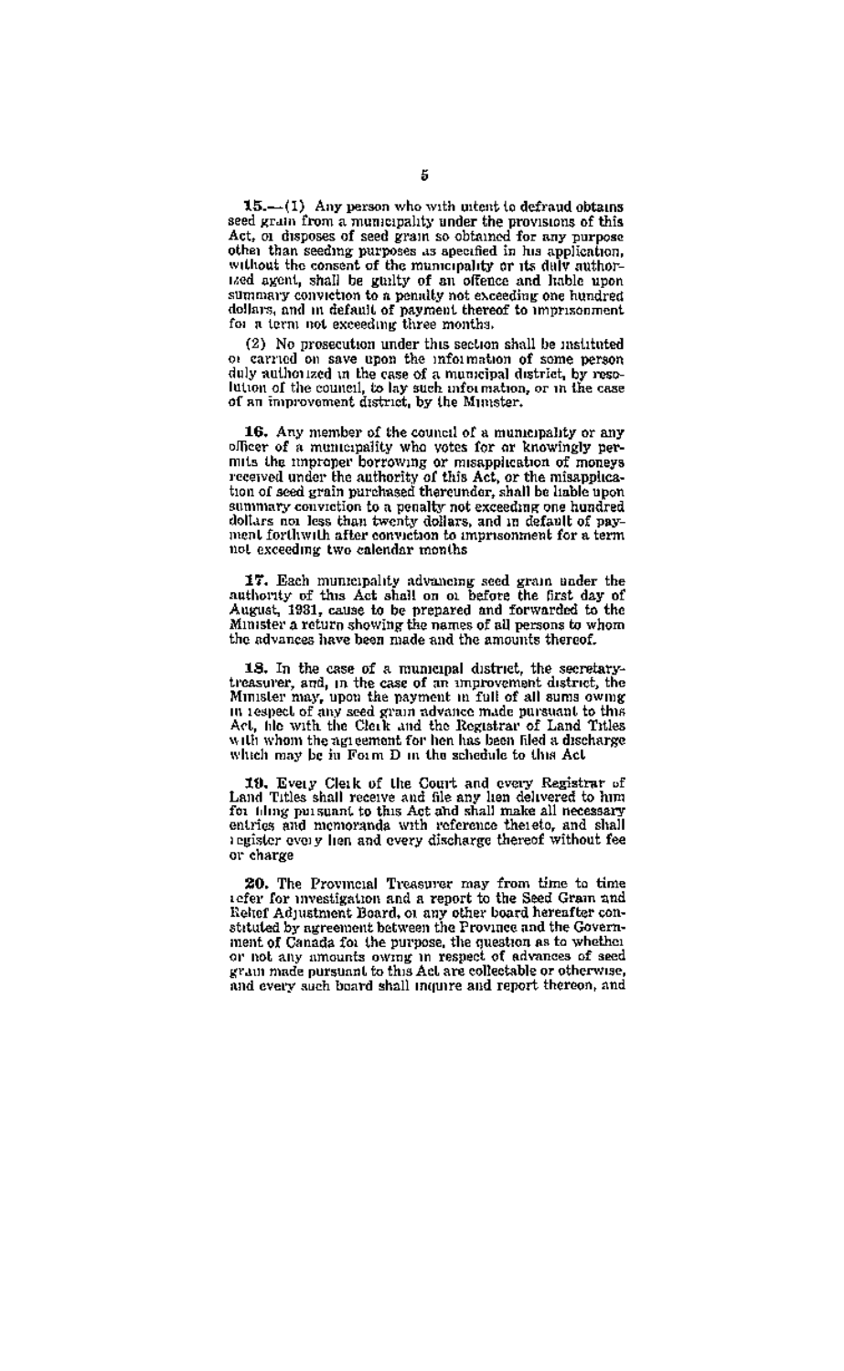**15.**—(1) Any person who with intent to defraud obtains seed grain from a municipality under the provisions of this Act, or disposes of seed grain so obtained for any purpose other than seeding purposes as specified in his application, without the consent of the municipality or its duly authorized agent, shall be guilty of an offence and liable upon summary conviction to a penalty not exceeding one hundred dollars, and in default of payment thereof to imprisonment for a term not exceeding three months.

(2) No prosecution under this section shall be instituted or carried on save upon the information of some person duly authorized in the case of a municipal district, by resolution of the council, to lay such information, or in the case of an improvement district, by the Minister.

**16.** Any member of the council of a municipality or any officer of a municipality who votes for or knowingly permits the improper borrowing or misapplication of moneys received under the authority of this Act, or the misapplication of seed grain purchased thereunder, shall be liable upon summary conviction to a penalty not exceeding one hundred dollars nor less than twenty dollars, and in default of payment forthwith after conviction to imprisonment for a term not exceeding two calendar months

**17.** Each municipality advancing seed grain under the authority of this Act shall on or before the first day of August, 1931, cause to be prepared and forwarded to the Minister a return showing the names of all persons to whom the advances have been made and the amounts thereof.

**18.** In the case of a municipal district, the secretary-treasurer, and, in the case of an improvement district, the Minister may, upon the payment in full of all sums owing in respect of any seed grain advance made pursuant to this Act, file with the Clerk and the Registrar of Land Titles with whom the agreement for lien has been filed a discharge which may be in Form D in the schedule to this Act

**19.** Every Clerk of the Court and every Registrar of Land Titles shall receive and file any lien delivered to him for filing pursuant to this Act and shall make all necessary entries and memoranda with reference thereto, and shall register every lien and every discharge thereof without fee or charge

**20.** The Provincial Treasurer may from time to time refer for investigation and a report to the Seed Grain and Relief Adjustment Board, or any other board hereafter constituted by agreement between the Province and the Government of Canada for the purpose, the question as to whether or not any amounts owing in respect of advances of seed grain made pursuant to this Act are collectable or otherwise, and every such board shall inquire and report thereon, and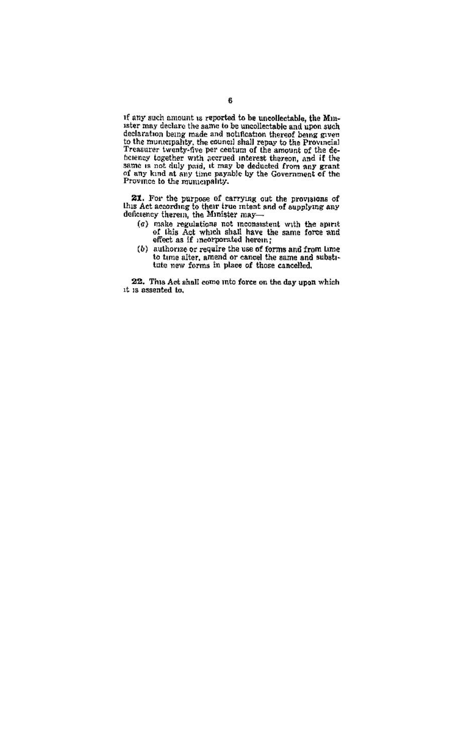if any such amount is reported to be uncollectable, the Minister may declare the same to be uncollectable and upon such declaration being made and notification thereof being given to the municipality, the council shall repay to the Provincial Treasurer twenty-five per centum of the amount of the deficiency together with accrued interest thereon, and if the same is not duly paid, it may be deducted from any grant of any kind at any time payable by the Government of the Province to the municipality.

**21.** For the purpose of carrying out the provisions of this Act according to their true intent and of supplying any deficiency therein, the Minister may—

- (*a*) make regulations not inconsistent with the spirit of this Act which shall have the same force and effect as if incorporated herein;
- (*b*) authorize or require the use of forms and from time to time alter, amend or cancel the same and substitute new forms in place of those cancelled.

**22.** This Act shall come into force on the day upon which it is assented to.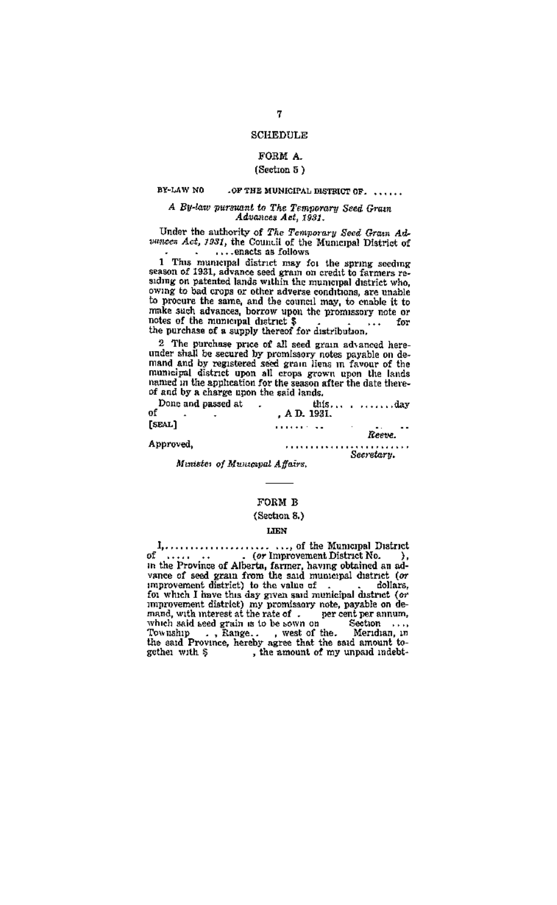# SCHEDULE

## FORM A.

(Section 5.)

BY-LAW NO. . . . OF THE MUNICIPAL DISTRICT OF. . . . . .

*A By-law pursuant to The Temporary Seed Grain Advances Act, 1931.*

Under the authority of *The Temporary Seed Grain Advances Act, 1931*, the Council of the Municipal District of . . . . . . . enacts as follows:

1. This municipal district may for the spring seeding season of 1931, advance seed grain on credit to farmers residing on patented lands within the municipal district who, owing to bad crops or other adverse conditions, are unable to procure the same, and the council may, to enable it to make such advances, borrow upon the promissory note or notes of the municipal district $ . . . . . . for the purchase of a supply thereof for distribution.

2. The purchase price of all seed grain advanced hereunder shall be secured by promissory notes payable on demand and by registered seed grain liens in favour of the municipal district upon all crops grown upon the lands named in the application for the season after the date thereof and by a charge upon the said lands.

Done and passed at . . . . . this. . . . . . . . . .day of . . . . . . , A.D. 1931.

[SEAL]

. . . . . . . . . . . . . .
*Reeve.*

Approved,

. . . . . . . . . . . . . . . . . . . . . . .
*Secretary.*

*Minister of Municipal Affairs.*

---

## FORM B

(Section 8.)

### LIEN

I,. . . . . . . . . . . . . . . . . . . . . . ., of the Municipal District of . . . . . . . . . (*or* Improvement District No. ), in the Province of Alberta, farmer, having obtained an advance of seed grain from the said municipal district (*or* improvement district) to the value of . . . dollars, for which I have this day given said municipal district (*or* improvement district) my promissory note, payable on demand, with interest at the rate of . per cent per annum, which said seed grain is to be sown on Section . . . ., Township . . , Range. . , west of the. Meridian, in the said Province, hereby agree that the said amount together with $ , the amount of my unpaid indebt-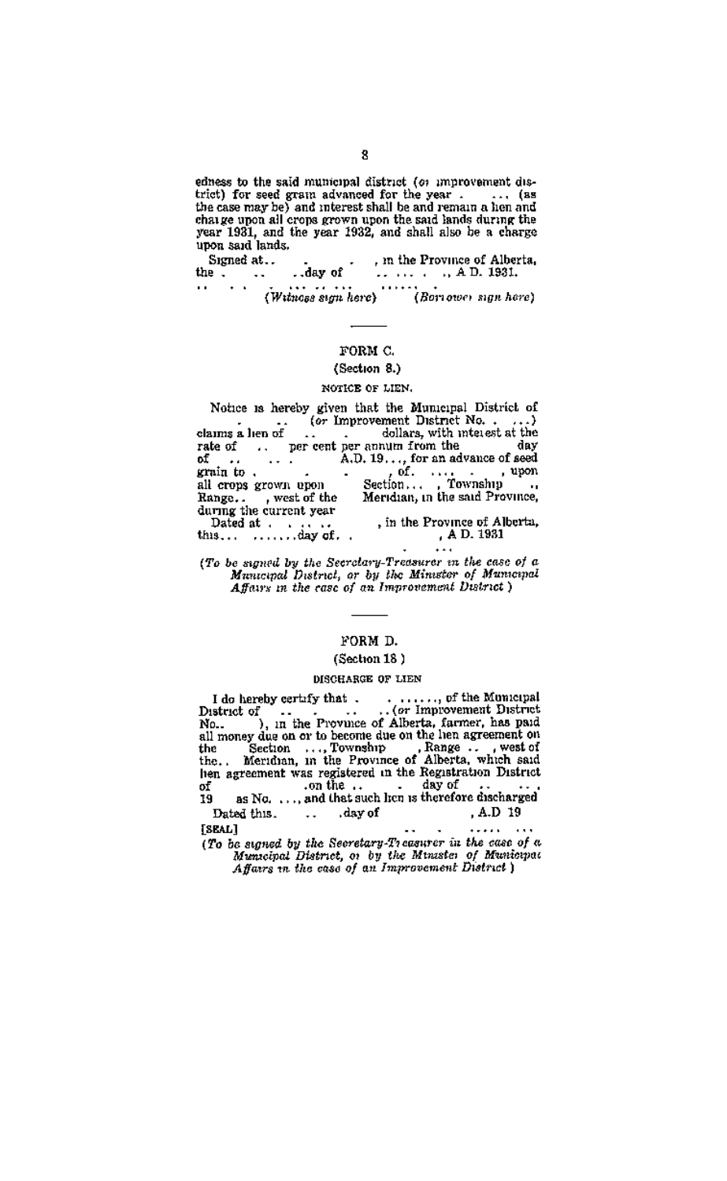edness to the said municipal district (or improvement district) for seed grain advanced for the year . ... (as the case may be) and interest shall be and remain a lien and charge upon all crops grown upon the said lands during the year 1931, and the year 1932, and shall also be a charge upon said lands.

Signed at.. . . , in the Province of Alberta, the . .. ..day of .. ... . ., A.D. 1931.

.. . . . ... .. ... ...... .
*(Witness sign here)* *(Borrower sign here)*

---

## FORM C.

(Section 8.)

NOTICE OF LIEN.

Notice is hereby given that the Municipal District of . .. (or Improvement District No. . ...) claims a lien of .. . dollars, with interest at the rate of .. per cent per annum from the day of .. ... . A.D. 19..., for an advance of seed grain to . . . , of. .... . , upon all crops grown upon Section... , Township .., Range.. , west of the Meridian, in the said Province, during the current year

Dated at . . ... .. , in the Province of Alberta, this... .......day of. . , A.D. 1931

. ...

*(To be signed by the Secretary-Treasurer in the case of a Municipal District, or by the Minister of Municipal Affairs in the case of an Improvement District.)*

---

## FORM D.

(Section 18.)

DISCHARGE OF LIEN

I do hereby certify that . . ......, of the Municipal District of .. . .. ..(or Improvement District No.. ), in the Province of Alberta, farmer, has paid all money due on or to become due on the lien agreement on the Section ..., Township , Range .. , west of the.. Meridian, in the Province of Alberta, which said lien agreement was registered in the Registration District of .on the .. . day of .. ... , 19 as No. ..., and that such lien is therefore discharged

Dated this. .. .day of , A.D 19

[SEAL] .. . ..... ...

*(To be signed by the Secretary-Treasurer in the case of a Municipal District, or by the Minister of Municipal Affairs in the case of an Improvement District.)*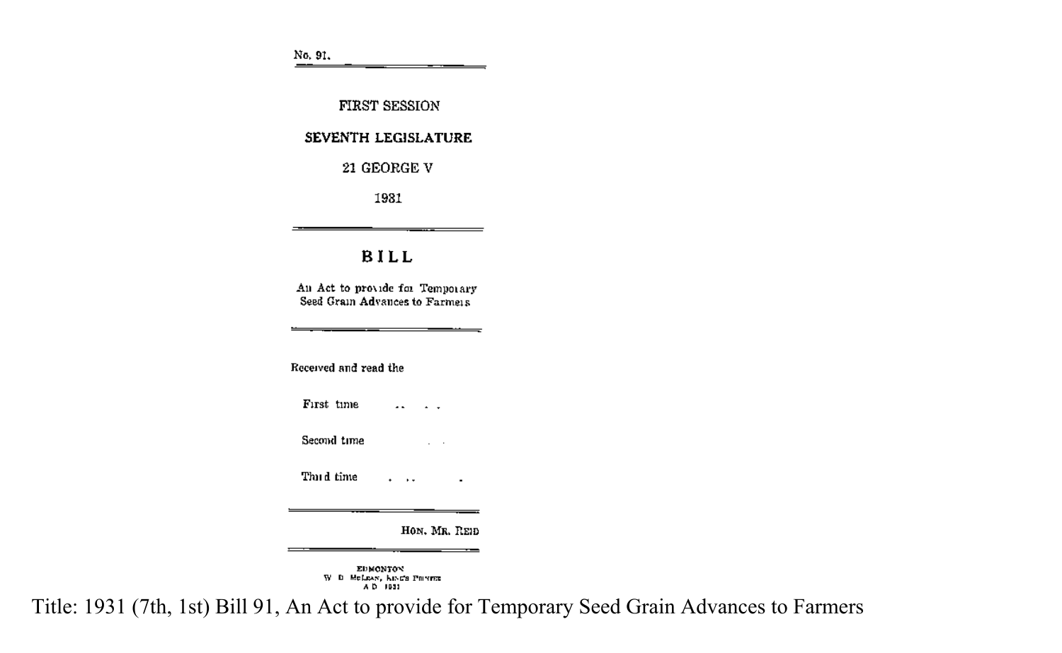No. 91.

FIRST SESSION

SEVENTH LEGISLATURE

21 GEORGE V

1931

# BILL

An Act to provide for Temporary Seed Grain Advances to Farmers

Received and read the

First time

Second time

Third time

HON. MR. REID

EDMONTON
W. D. McLEAN, KING'S PRINTER
A.D. 1931

Title: 1931 (7th, 1st) Bill 91, An Act to provide for Temporary Seed Grain Advances to Farmers